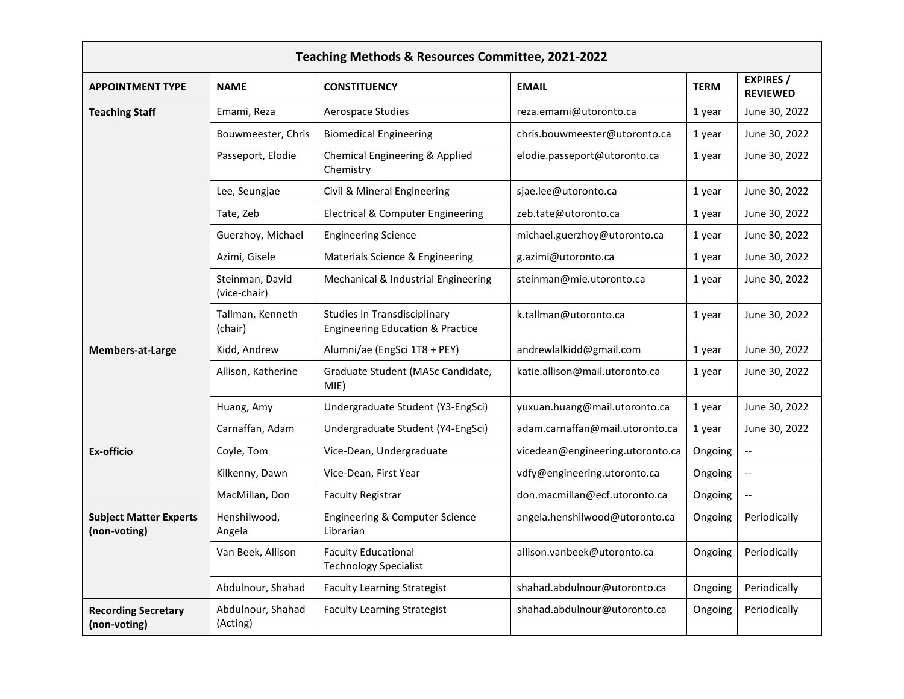| Teaching Methods & Resources Committee, 2021-2022 | | | | | |
|---|---|---|---|---|---|
| **APPOINTMENT TYPE** | **NAME** | **CONSTITUENCY** | **EMAIL** | **TERM** | **EXPIRES / REVIEWED** |
| **Teaching Staff** | Emami, Reza | Aerospace Studies | reza.emami@utoronto.ca | 1 year | June 30, 2022 |
| | Bouwmeester, Chris | Biomedical Engineering | chris.bouwmeester@utoronto.ca | 1 year | June 30, 2022 |
| | Passeport, Elodie | Chemical Engineering & Applied Chemistry | elodie.passeport@utoronto.ca | 1 year | June 30, 2022 |
| | Lee, Seungjae | Civil & Mineral Engineering | sjae.lee@utoronto.ca | 1 year | June 30, 2022 |
| | Tate, Zeb | Electrical & Computer Engineering | zeb.tate@utoronto.ca | 1 year | June 30, 2022 |
| | Guerzhoy, Michael | Engineering Science | michael.guerzhoy@utoronto.ca | 1 year | June 30, 2022 |
| | Azimi, Gisele | Materials Science & Engineering | g.azimi@utoronto.ca | 1 year | June 30, 2022 |
| | Steinman, David (vice-chair) | Mechanical & Industrial Engineering | steinman@mie.utoronto.ca | 1 year | June 30, 2022 |
| | Tallman, Kenneth (chair) | Studies in Transdisciplinary Engineering Education & Practice | k.tallman@utoronto.ca | 1 year | June 30, 2022 |
| **Members-at-Large** | Kidd, Andrew | Alumni/ae (EngSci 1T8 + PEY) | andrewlalkidd@gmail.com | 1 year | June 30, 2022 |
| | Allison, Katherine | Graduate Student (MASc Candidate, MIE) | katie.allison@mail.utoronto.ca | 1 year | June 30, 2022 |
| | Huang, Amy | Undergraduate Student (Y3-EngSci) | yuxuan.huang@mail.utoronto.ca | 1 year | June 30, 2022 |
| | Carnaffan, Adam | Undergraduate Student (Y4-EngSci) | adam.carnaffan@mail.utoronto.ca | 1 year | June 30, 2022 |
| **Ex-officio** | Coyle, Tom | Vice-Dean, Undergraduate | vicedean@engineering.utoronto.ca | Ongoing | -- |
| | Kilkenny, Dawn | Vice-Dean, First Year | vdfy@engineering.utoronto.ca | Ongoing | -- |
| | MacMillan, Don | Faculty Registrar | don.macmillan@ecf.utoronto.ca | Ongoing | -- |
| **Subject Matter Experts (non-voting)** | Henshilwood, Angela | Engineering & Computer Science Librarian | angela.henshilwood@utoronto.ca | Ongoing | Periodically |
| | Van Beek, Allison | Faculty Educational Technology Specialist | allison.vanbeek@utoronto.ca | Ongoing | Periodically |
| | Abdulnour, Shahad | Faculty Learning Strategist | shahad.abdulnour@utoronto.ca | Ongoing | Periodically |
| **Recording Secretary (non-voting)** | Abdulnour, Shahad (Acting) | Faculty Learning Strategist | shahad.abdulnour@utoronto.ca | Ongoing | Periodically |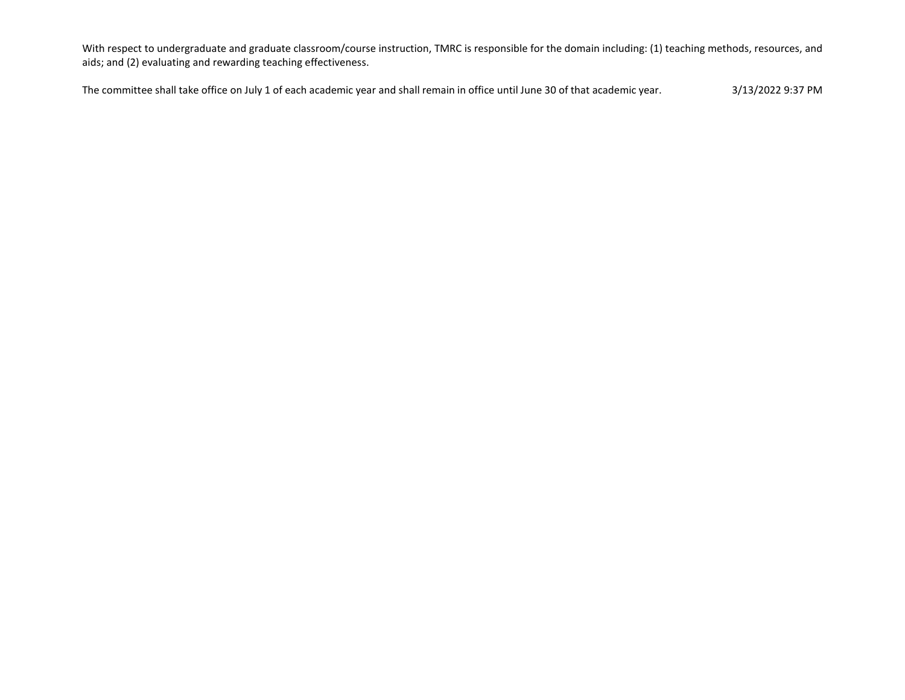With respect to undergraduate and graduate classroom/course instruction, TMRC is responsible for the domain including: (1) teaching methods, resources, and aids; and (2) evaluating and rewarding teaching effectiveness.

The committee shall take office on July 1 of each academic year and shall remain in office until June 30 of that academic year. 3/13/2022 9:37 PM